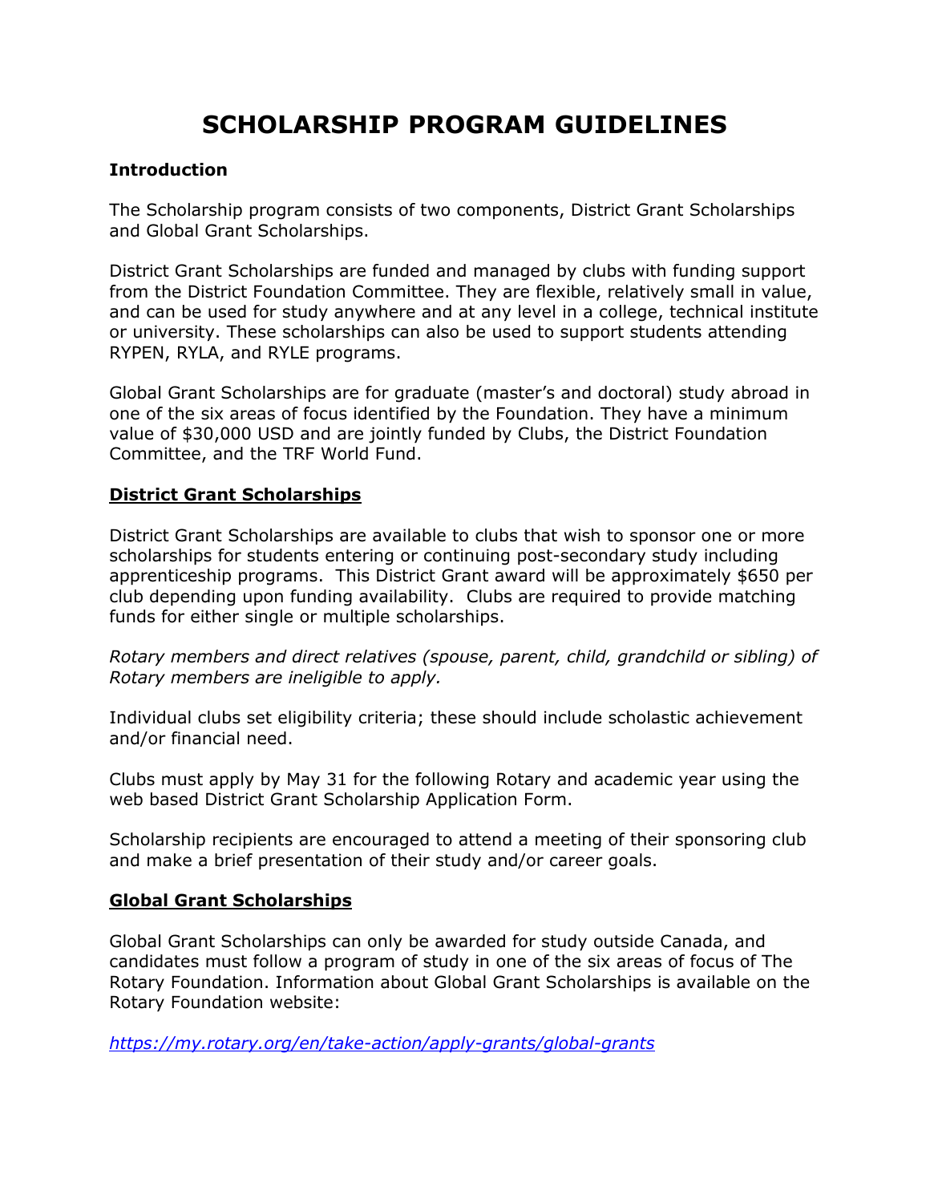# SCHOLARSHIP PROGRAM GUIDELINES

**Introduction**

The Scholarship program consists of two components, District Grant Scholarships and Global Grant Scholarships.

District Grant Scholarships are funded and managed by clubs with funding support from the District Foundation Committee. They are flexible, relatively small in value, and can be used for study anywhere and at any level in a college, technical institute or university. These scholarships can also be used to support students attending RYPEN, RYLA, and RYLE programs.

Global Grant Scholarships are for graduate (master's and doctoral) study abroad in one of the six areas of focus identified by the Foundation. They have a minimum value of $30,000 USD and are jointly funded by Clubs, the District Foundation Committee, and the TRF World Fund.

## District Grant Scholarships

District Grant Scholarships are available to clubs that wish to sponsor one or more scholarships for students entering or continuing post-secondary study including apprenticeship programs. This District Grant award will be approximately $650 per club depending upon funding availability. Clubs are required to provide matching funds for either single or multiple scholarships.

*Rotary members and direct relatives (spouse, parent, child, grandchild or sibling) of Rotary members are ineligible to apply.*

Individual clubs set eligibility criteria; these should include scholastic achievement and/or financial need.

Clubs must apply by May 31 for the following Rotary and academic year using the web based District Grant Scholarship Application Form.

Scholarship recipients are encouraged to attend a meeting of their sponsoring club and make a brief presentation of their study and/or career goals.

## Global Grant Scholarships

Global Grant Scholarships can only be awarded for study outside Canada, and candidates must follow a program of study in one of the six areas of focus of The Rotary Foundation. Information about Global Grant Scholarships is available on the Rotary Foundation website:

*https://my.rotary.org/en/take-action/apply-grants/global-grants*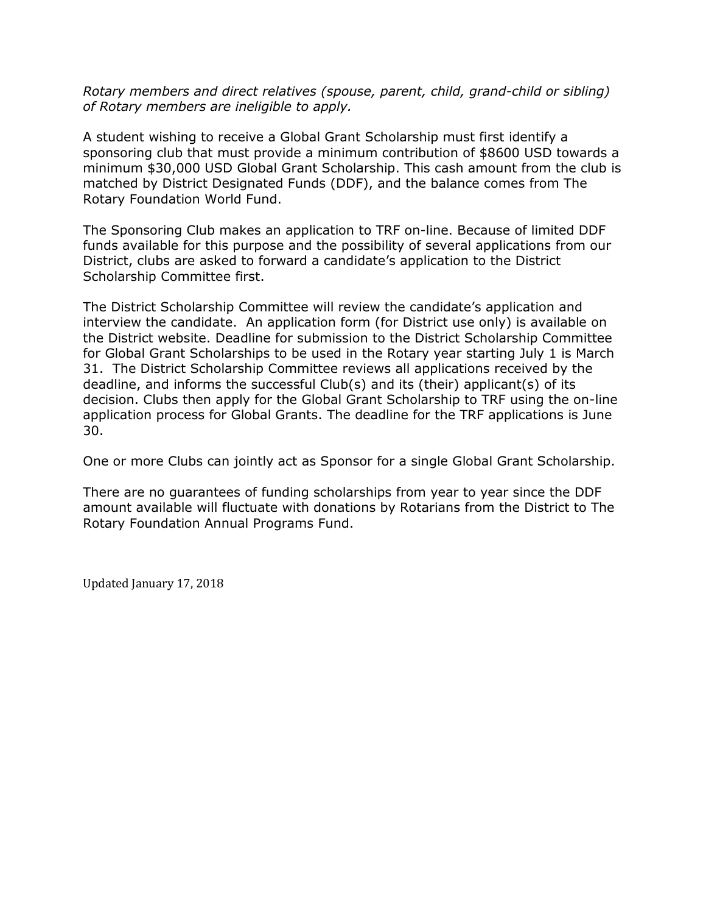*Rotary members and direct relatives (spouse, parent, child, grand-child or sibling) of Rotary members are ineligible to apply.*

A student wishing to receive a Global Grant Scholarship must first identify a sponsoring club that must provide a minimum contribution of $8600 USD towards a minimum $30,000 USD Global Grant Scholarship. This cash amount from the club is matched by District Designated Funds (DDF), and the balance comes from The Rotary Foundation World Fund.

The Sponsoring Club makes an application to TRF on-line. Because of limited DDF funds available for this purpose and the possibility of several applications from our District, clubs are asked to forward a candidate's application to the District Scholarship Committee first.

The District Scholarship Committee will review the candidate's application and interview the candidate. An application form (for District use only) is available on the District website. Deadline for submission to the District Scholarship Committee for Global Grant Scholarships to be used in the Rotary year starting July 1 is March 31. The District Scholarship Committee reviews all applications received by the deadline, and informs the successful Club(s) and its (their) applicant(s) of its decision. Clubs then apply for the Global Grant Scholarship to TRF using the on-line application process for Global Grants. The deadline for the TRF applications is June 30.

One or more Clubs can jointly act as Sponsor for a single Global Grant Scholarship.

There are no guarantees of funding scholarships from year to year since the DDF amount available will fluctuate with donations by Rotarians from the District to The Rotary Foundation Annual Programs Fund.

Updated January 17, 2018